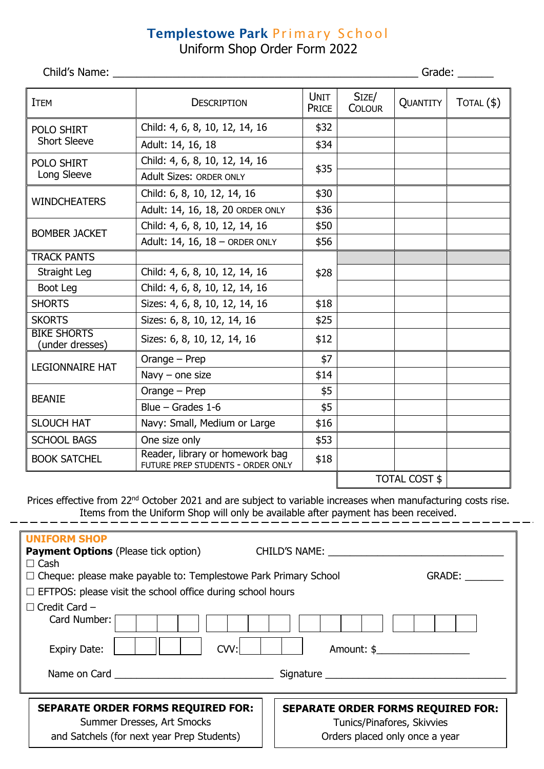# Templestowe Park Primary School

## Uniform Shop Order Form 2022

Child's Name: ______________________________________________ Grade: ______

| ITEM | DESCRIPTION | UNIT PRICE | SIZE/ COLOUR | QUANTITY | TOTAL ($) |
|---|---|---|---|---|---|
| POLO SHIRT Short Sleeve | Child: 4, 6, 8, 10, 12, 14, 16 | $32 | | | |
| | Adult: 14, 16, 18 | $34 | | | |
| POLO SHIRT Long Sleeve | Child: 4, 6, 8, 10, 12, 14, 16 | $35 | | | |
| | Adult Sizes: ORDER ONLY | | | | |
| WINDCHEATERS | Child: 6, 8, 10, 12, 14, 16 | $30 | | | |
| | Adult: 14, 16, 18, 20 ORDER ONLY | $36 | | | |
| BOMBER JACKET | Child: 4, 6, 8, 10, 12, 14, 16 | $50 | | | |
| | Adult: 14, 16, 18 – ORDER ONLY | $56 | | | |
| TRACK PANTS | | $28 | | | |
| Straight Leg | Child: 4, 6, 8, 10, 12, 14, 16 | | | | |
| Boot Leg | Child: 4, 6, 8, 10, 12, 14, 16 | | | | |
| SHORTS | Sizes: 4, 6, 8, 10, 12, 14, 16 | $18 | | | |
| SKORTS | Sizes: 6, 8, 10, 12, 14, 16 | $25 | | | |
| BIKE SHORTS (under dresses) | Sizes: 6, 8, 10, 12, 14, 16 | $12 | | | |
| LEGIONNAIRE HAT | Orange – Prep | $7 | | | |
| | Navy – one size | $14 | | | |
| BEANIE | Orange – Prep | $5 | | | |
| | Blue – Grades 1-6 | $5 | | | |
| SLOUCH HAT | Navy: Small, Medium or Large | $16 | | | |
| SCHOOL BAGS | One size only | $53 | | | |
| BOOK SATCHEL | Reader, library or homework bag FUTURE PREP STUDENTS - ORDER ONLY | $18 | | | |
| | | | TOTAL COST $ | | |

Prices effective from 22nd October 2021 and are subject to variable increases when manufacturing costs rise. Items from the Uniform Shop will only be available after payment has been received.

---

**UNIFORM SHOP**

**Payment Options** (Please tick option) CHILD'S NAME: ______________________________

☐ Cash

☐ Cheque: please make payable to: Templestowe Park Primary School GRADE: _______

☐ EFTPOS: please visit the school office during school hours

☐ Credit Card –

Card Number: ☐☐☐☐ ☐☐☐☐ ☐☐☐☐ ☐☐☐☐

Expiry Date: ☐☐ ☐☐ CVV: ☐☐☐ Amount: $________________

Name on Card ____________________________ Signature ________________________________

**SEPARATE ORDER FORMS REQUIRED FOR:**
Summer Dresses, Art Smocks and Satchels (for next year Prep Students)

**SEPARATE ORDER FORMS REQUIRED FOR:**
Tunics/Pinafores, Skivvies
Orders placed only once a year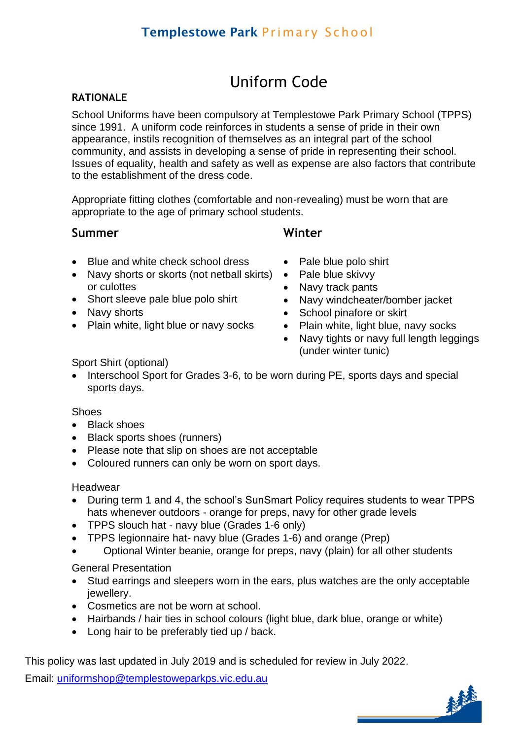Templestowe Park Primary School

# Uniform Code

## RATIONALE

School Uniforms have been compulsory at Templestowe Park Primary School (TPPS) since 1991. A uniform code reinforces in students a sense of pride in their own appearance, instils recognition of themselves as an integral part of the school community, and assists in developing a sense of pride in representing their school. Issues of equality, health and safety as well as expense are also factors that contribute to the establishment of the dress code.

Appropriate fitting clothes (comfortable and non-revealing) must be worn that are appropriate to the age of primary school students.

### Summer

- Blue and white check school dress
- Navy shorts or skorts (not netball skirts) or culottes
- Short sleeve pale blue polo shirt
- Navy shorts
- Plain white, light blue or navy socks

### Winter

- Pale blue polo shirt
- Pale blue skivvy
- Navy track pants
- Navy windcheater/bomber jacket
- School pinafore or skirt
- Plain white, light blue, navy socks
- Navy tights or navy full length leggings (under winter tunic)

Sport Shirt (optional)

- Interschool Sport for Grades 3-6, to be worn during PE, sports days and special sports days.

Shoes

- Black shoes
- Black sports shoes (runners)
- Please note that slip on shoes are not acceptable
- Coloured runners can only be worn on sport days.

Headwear

- During term 1 and 4, the school's SunSmart Policy requires students to wear TPPS hats whenever outdoors - orange for preps, navy for other grade levels
- TPPS slouch hat - navy blue (Grades 1-6 only)
- TPPS legionnaire hat- navy blue (Grades 1-6) and orange (Prep)
- Optional Winter beanie, orange for preps, navy (plain) for all other students

General Presentation

- Stud earrings and sleepers worn in the ears, plus watches are the only acceptable jewellery.
- Cosmetics are not be worn at school.
- Hairbands / hair ties in school colours (light blue, dark blue, orange or white)
- Long hair to be preferably tied up / back.

This policy was last updated in July 2019 and is scheduled for review in July 2022.

Email: uniformshop@templestoweparkps.vic.edu.au